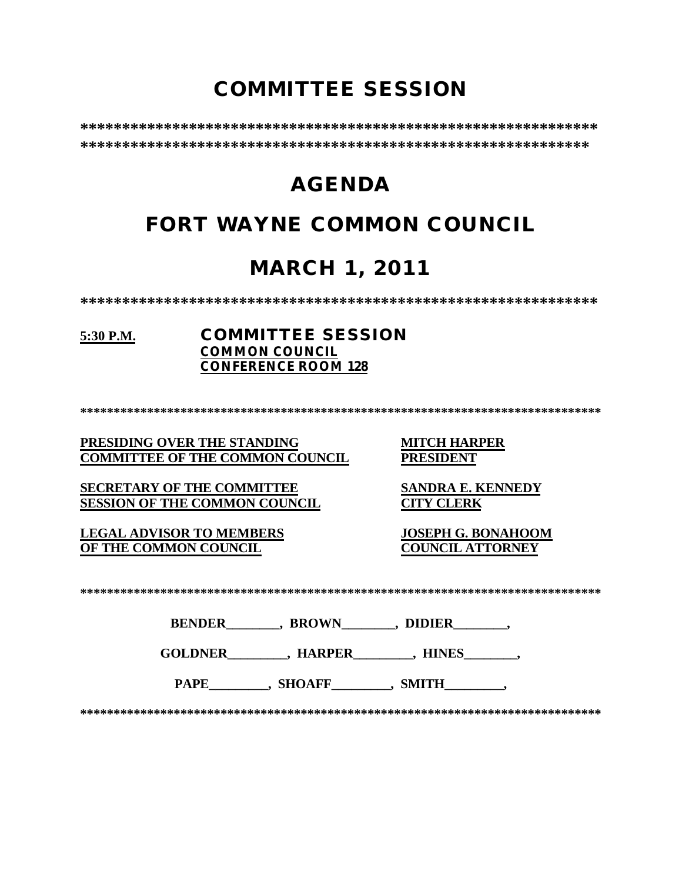# COMMITTEE SESSION

****************************************************************
***************************************************************

# AGENDA

# FORT WAYNE COMMON COUNCIL

# MARCH 1, 2011

****************************************************************

**5:30 P.M.** **COMMITTEE SESSION**
**COMMON COUNCIL**
**CONFERENCE ROOM 128**

********************************************************************************

| | |
|---|---|
| **PRESIDING OVER THE STANDING COMMITTEE OF THE COMMON COUNCIL** | **MITCH HARPER PRESIDENT** |
| **SECRETARY OF THE COMMITTEE SESSION OF THE COMMON COUNCIL** | **SANDRA E. KENNEDY CITY CLERK** |
| **LEGAL ADVISOR TO MEMBERS OF THE COMMON COUNCIL** | **JOSEPH G. BONAHOOM COUNCIL ATTORNEY** |

********************************************************************************

**BENDER________, BROWN________, DIDIER________,**

**GOLDNER_________, HARPER_________, HINES________,**

**PAPE_________, SHOAFF_________, SMITH_________,**

********************************************************************************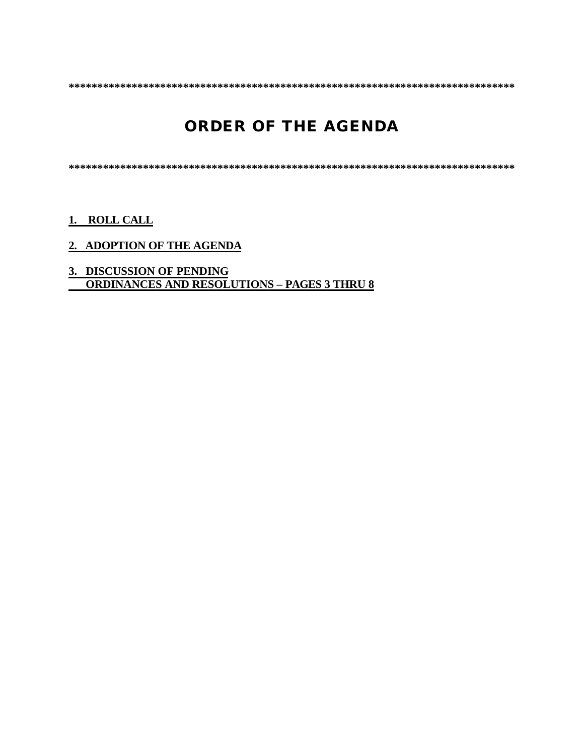*********************************************************************************

# ORDER OF THE AGENDA

*********************************************************************************

**1. ROLL CALL**

**2. ADOPTION OF THE AGENDA**

**3. DISCUSSION OF PENDING ORDINANCES AND RESOLUTIONS – PAGES 3 THRU 8**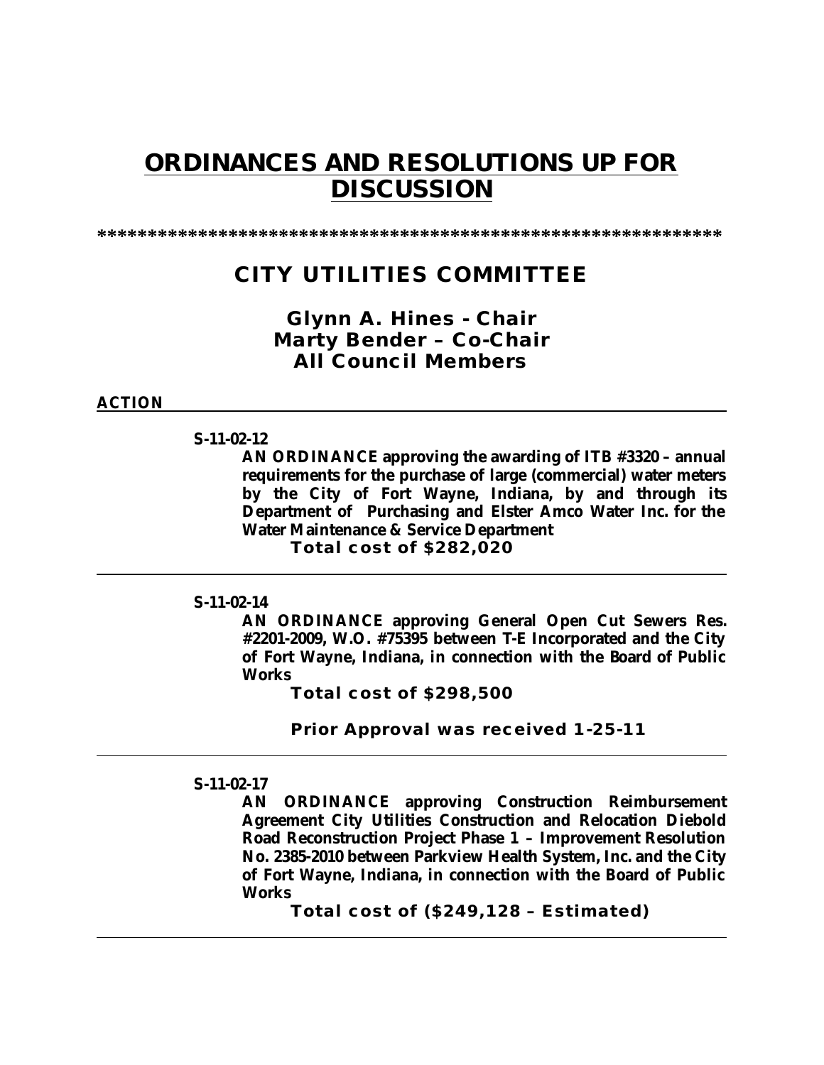# ORDINANCES AND RESOLUTIONS UP FOR DISCUSSION

*****************************************************************

## CITY UTILITIES COMMITTEE

### Glynn A. Hines - Chair
### Marty Bender – Co-Chair
### All Council Members

**ACTION**

---

**S-11-02-12**

**AN ORDINANCE approving the awarding of ITB #3320 – annual requirements for the purchase of large (commercial) water meters by the City of Fort Wayne, Indiana, by and through its Department of Purchasing and Elster Amco Water Inc. for the Water Maintenance & Service Department**

**Total cost of $282,020**

---

**S-11-02-14**

**AN ORDINANCE approving General Open Cut Sewers Res. #2201-2009, W.O. #75395 between T-E Incorporated and the City of Fort Wayne, Indiana, in connection with the Board of Public Works**

**Total cost of $298,500**

**Prior Approval was received 1-25-11**

---

**S-11-02-17**

**AN ORDINANCE approving Construction Reimbursement Agreement City Utilities Construction and Relocation Diebold Road Reconstruction Project Phase 1 – Improvement Resolution No. 2385-2010 between Parkview Health System, Inc. and the City of Fort Wayne, Indiana, in connection with the Board of Public Works**

**Total cost of ($249,128 – Estimated)**

---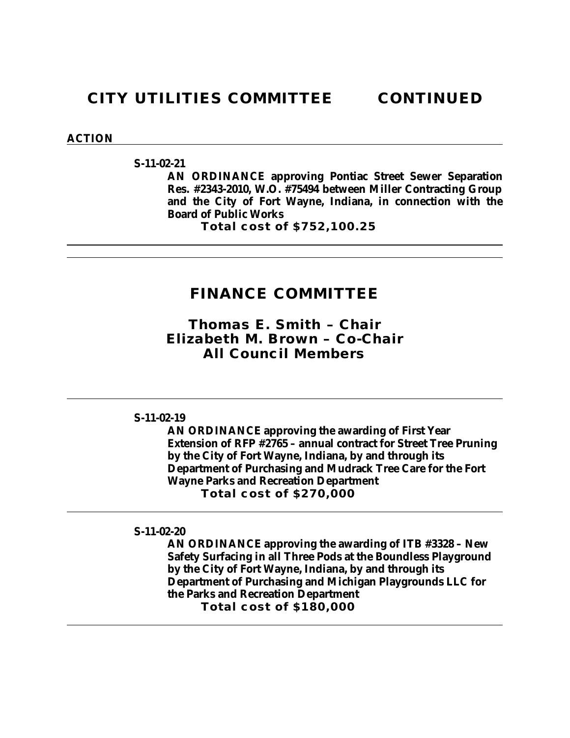## CITY UTILITIES COMMITTEE CONTINUED

**ACTION**

---

**S-11-02-21**

**AN ORDINANCE approving Pontiac Street Sewer Separation Res. #2343-2010, W.O. #75494 between Miller Contracting Group and the City of Fort Wayne, Indiana, in connection with the Board of Public Works**

**Total cost of $752,100.25**

---

## FINANCE COMMITTEE

### Thomas E. Smith – Chair
### Elizabeth M. Brown – Co-Chair
### All Council Members

---

**S-11-02-19**

**AN ORDINANCE approving the awarding of First Year Extension of RFP #2765 – annual contract for Street Tree Pruning by the City of Fort Wayne, Indiana, by and through its Department of Purchasing and Mudrack Tree Care for the Fort Wayne Parks and Recreation Department**

**Total cost of $270,000**

---

**S-11-02-20**

**AN ORDINANCE approving the awarding of ITB #3328 – New Safety Surfacing in all Three Pods at the Boundless Playground by the City of Fort Wayne, Indiana, by and through its Department of Purchasing and Michigan Playgrounds LLC for the Parks and Recreation Department**

**Total cost of $180,000**

---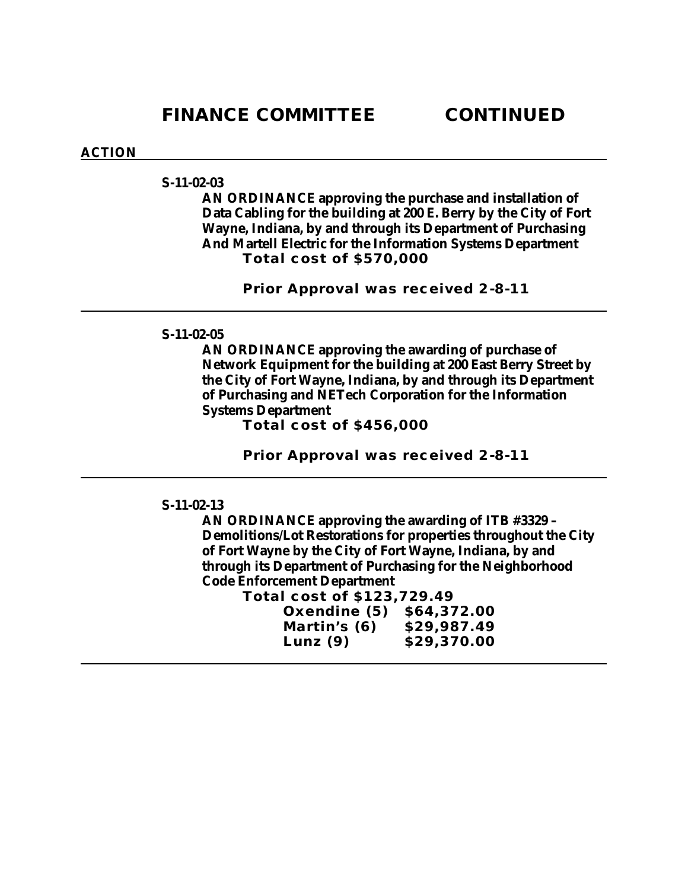# FINANCE COMMITTEE CONTINUED

**ACTION**

---

**S-11-02-03**

**AN ORDINANCE approving the purchase and installation of Data Cabling for the building at 200 E. Berry by the City of Fort Wayne, Indiana, by and through its Department of Purchasing And Martell Electric for the Information Systems Department**

**Total cost of $570,000**

**Prior Approval was received 2-8-11**

---

**S-11-02-05**

**AN ORDINANCE approving the awarding of purchase of Network Equipment for the building at 200 East Berry Street by the City of Fort Wayne, Indiana, by and through its Department of Purchasing and NETech Corporation for the Information Systems Department**

**Total cost of $456,000**

**Prior Approval was received 2-8-11**

---

**S-11-02-13**

**AN ORDINANCE approving the awarding of ITB #3329 – Demolitions/Lot Restorations for properties throughout the City of Fort Wayne by the City of Fort Wayne, Indiana, by and through its Department of Purchasing for the Neighborhood Code Enforcement Department**

**Total cost of $123,729.49**

| | |
|---|---|
| **Oxendine (5)** | **$64,372.00** |
| **Martin's (6)** | **$29,987.49** |
| **Lunz (9)** | **$29,370.00** |

---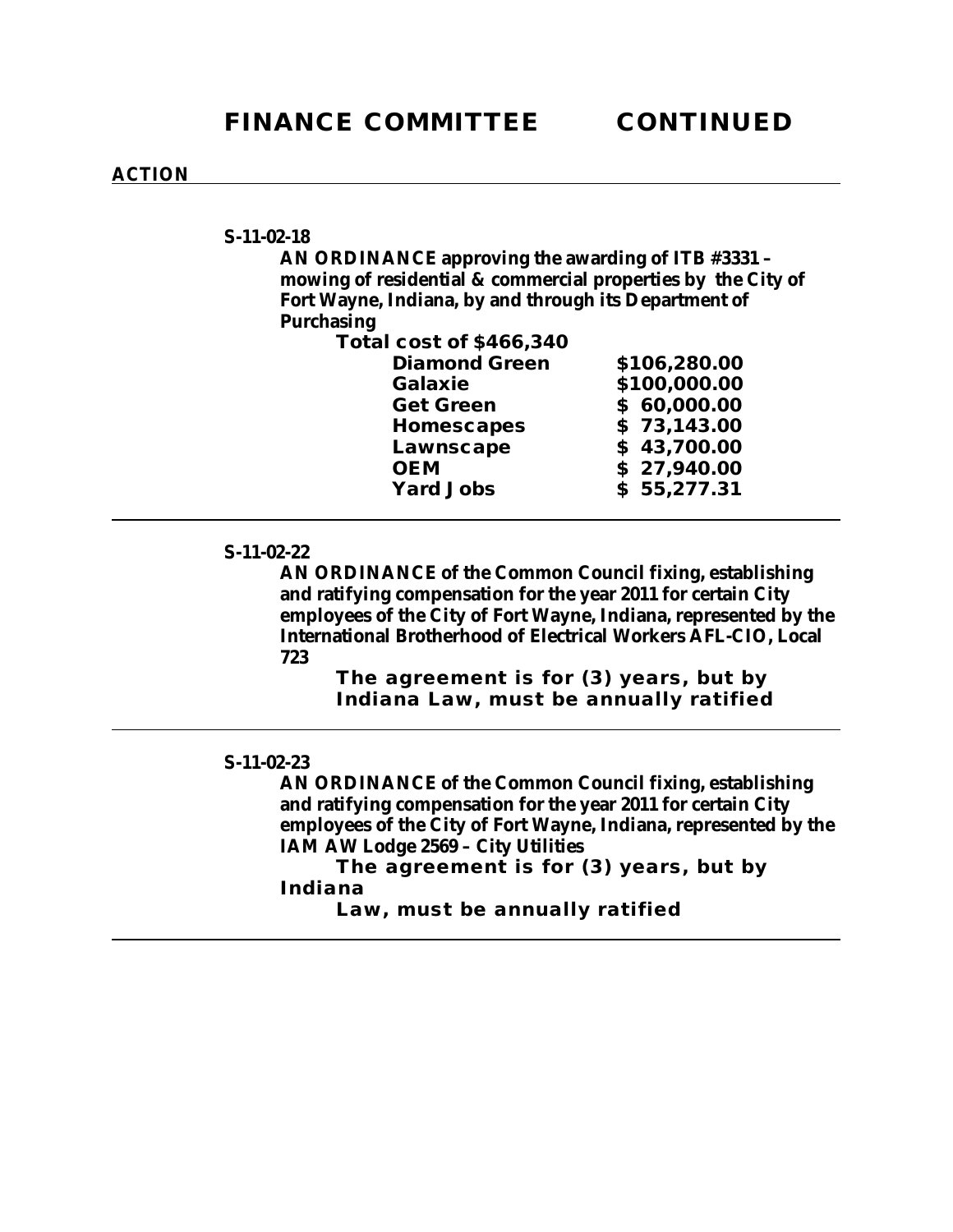# FINANCE COMMITTEE CONTINUED

**ACTION**

---

**S-11-02-18**

**AN ORDINANCE approving the awarding of ITB #3331 – mowing of residential & commercial properties by the City of Fort Wayne, Indiana, by and through its Department of Purchasing**

**Total cost of $466,340**

| | |
|---|---|
| **Diamond Green** | **$106,280.00** |
| **Galaxie** | **$100,000.00** |
| **Get Green** | **$ 60,000.00** |
| **Homescapes** | **$ 73,143.00** |
| **Lawnscape** | **$ 43,700.00** |
| **OEM** | **$ 27,940.00** |
| **Yard Jobs** | **$ 55,277.31** |

---

**S-11-02-22**

**AN ORDINANCE of the Common Council fixing, establishing and ratifying compensation for the year 2011 for certain City employees of the City of Fort Wayne, Indiana, represented by the International Brotherhood of Electrical Workers AFL-CIO, Local 723**

**The agreement is for (3) years, but by Indiana Law, must be annually ratified**

---

**S-11-02-23**

**AN ORDINANCE of the Common Council fixing, establishing and ratifying compensation for the year 2011 for certain City employees of the City of Fort Wayne, Indiana, represented by the IAM AW Lodge 2569 – City Utilities**

**The agreement is for (3) years, but by Indiana Law, must be annually ratified**

---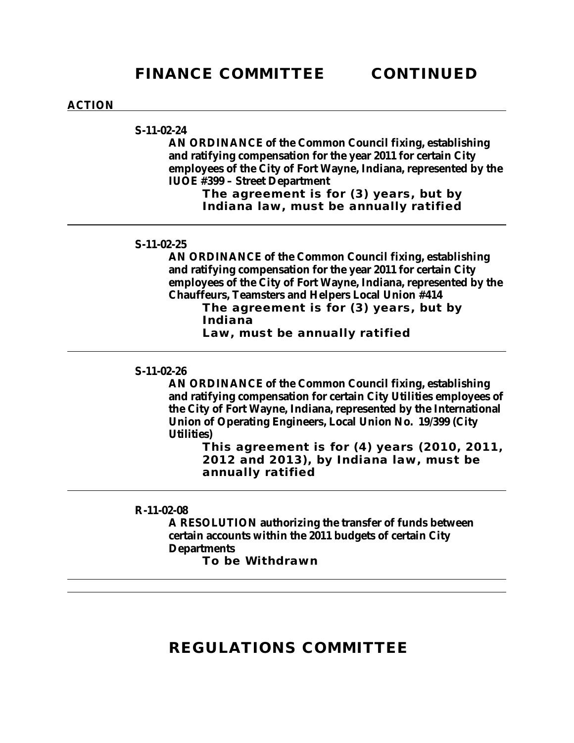# FINANCE COMMITTEE CONTINUED

**ACTION**

---

**S-11-02-24**

**AN ORDINANCE of the Common Council fixing, establishing and ratifying compensation for the year 2011 for certain City employees of the City of Fort Wayne, Indiana, represented by the IUOE #399 – Street Department**

**The agreement is for (3) years, but by Indiana law, must be annually ratified**

---

**S-11-02-25**

**AN ORDINANCE of the Common Council fixing, establishing and ratifying compensation for the year 2011 for certain City employees of the City of Fort Wayne, Indiana, represented by the Chauffeurs, Teamsters and Helpers Local Union #414**

**The agreement is for (3) years, but by Indiana Law, must be annually ratified**

---

**S-11-02-26**

**AN ORDINANCE of the Common Council fixing, establishing and ratifying compensation for certain City Utilities employees of the City of Fort Wayne, Indiana, represented by the International Union of Operating Engineers, Local Union No. 19/399 (City Utilities)**

**This agreement is for (4) years (2010, 2011, 2012 and 2013), by Indiana law, must be annually ratified**

---

**R-11-02-08**

**A RESOLUTION authorizing the transfer of funds between certain accounts within the 2011 budgets of certain City Departments**

**To be Withdrawn**

---

# REGULATIONS COMMITTEE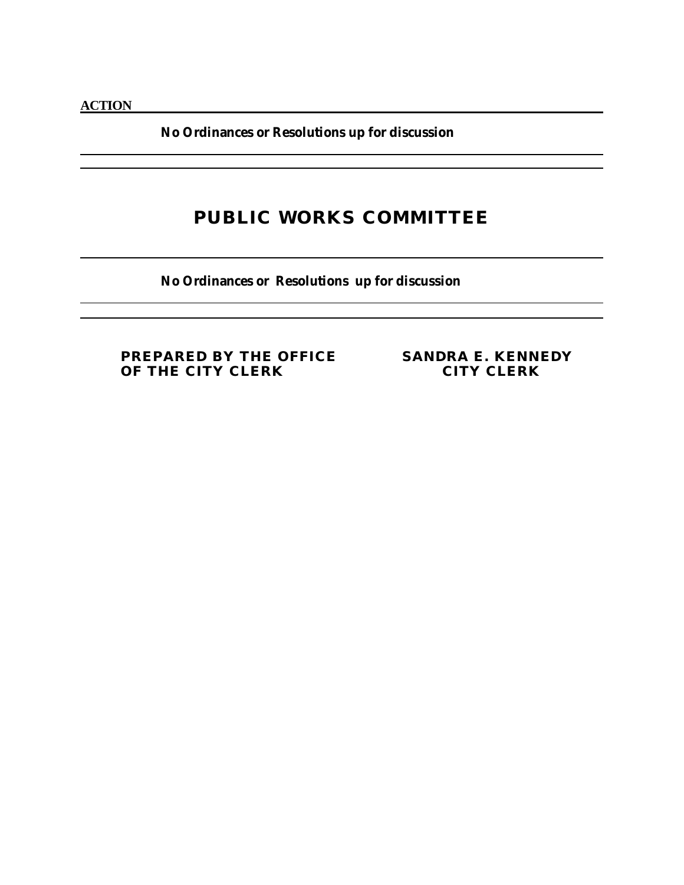**ACTION**

**No Ordinances or Resolutions up for discussion**

---

## PUBLIC WORKS COMMITTEE

---

**No Ordinances or Resolutions up for discussion**

---

**PREPARED BY THE OFFICE OF THE CITY CLERK**

**SANDRA E. KENNEDY**
**CITY CLERK**